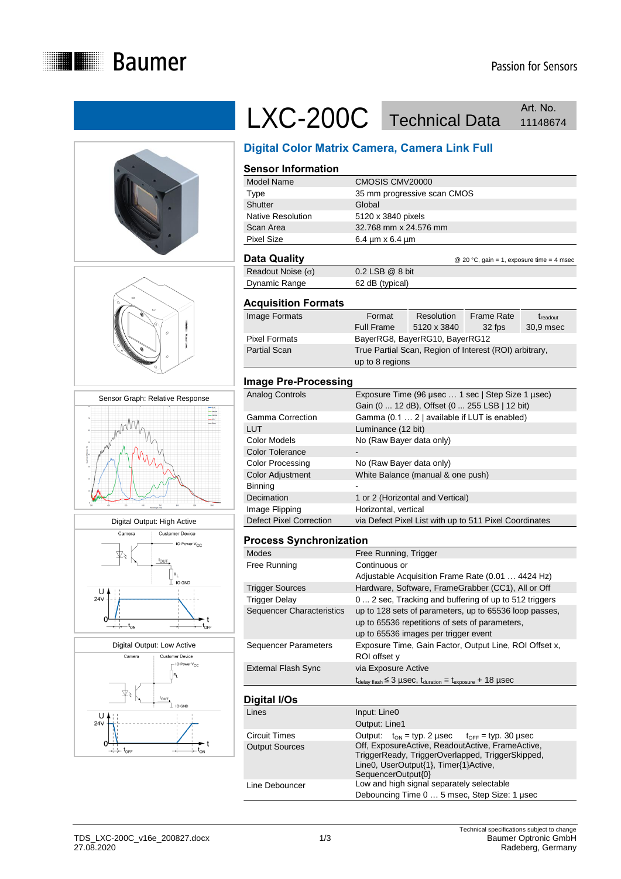# LXC-200C Technical Data

Art. No. 11148674

## Digital Color Matrix Camera, Camera Link Full

### Sensor Information

| | |
|---|---|
| Model Name | CMOSIS CMV20000 |
| Type | 35 mm progressive scan CMOS |
| Shutter | Global |
| Native Resolution | 5120 x 3840 pixels |
| Scan Area | 32.768 mm x 24.576 mm |
| Pixel Size | 6.4 µm x 6.4 µm |

### Data Quality

@ 20 °C, gain = 1, exposure time = 4 msec

| | |
|---|---|
| Readout Noise (σ) | 0.2 LSB @ 8 bit |
| Dynamic Range | 62 dB (typical) |

### Acquisition Formats

| | | | | |
|---|---|---|---|---|
| Image Formats | Format | Resolution | Frame Rate | $t_{readout}$ |
| | Full Frame | 5120 x 3840 | 32 fps | 30,9 msec |
| Pixel Formats | BayerRG8, BayerRG10, BayerRG12 | | | |
| Partial Scan | True Partial Scan, Region of Interest (ROI) arbitrary, up to 8 regions | | | |

### Image Pre-Processing

| | |
|---|---|
| Analog Controls | Exposure Time (96 µsec … 1 sec \| Step Size 1 µsec)<br>Gain (0 ... 12 dB), Offset (0 ... 255 LSB \| 12 bit) |
| Gamma Correction | Gamma (0.1 … 2 \| available if LUT is enabled) |
| LUT | Luminance (12 bit) |
| Color Models | No (Raw Bayer data only) |
| Color Tolerance | - |
| Color Processing | No (Raw Bayer data only) |
| Color Adjustment | White Balance (manual & one push) |
| Binning | - |
| Decimation | 1 or 2 (Horizontal and Vertical) |
| Image Flipping | Horizontal, vertical |
| Defect Pixel Correction | via Defect Pixel List with up to 511 Pixel Coordinates |

### Process Synchronization

| | |
|---|---|
| Modes | Free Running, Trigger |
| Free Running | Continuous or<br>Adjustable Acquisition Frame Rate (0.01 … 4424 Hz) |
| Trigger Sources | Hardware, Software, FrameGrabber (CC1), All or Off |
| Trigger Delay | 0 ... 2 sec, Tracking and buffering of up to 512 triggers |
| Sequencer Characteristics | up to 128 sets of parameters, up to 65536 loop passes,<br>up to 65536 repetitions of sets of parameters,<br>up to 65536 images per trigger event |
| Sequencer Parameters | Exposure Time, Gain Factor, Output Line, ROI Offset x, ROI offset y |
| External Flash Sync | via Exposure Active<br>$t_{delay\ flash} \leq 3$ µsec, $t_{duration} = t_{exposure} + 18$ µsec |

### Digital I/Os

| | |
|---|---|
| Lines | Input: Line0<br>Output: Line1 |
| Circuit Times | Output: $t_{ON}$ = typ. 2 µsec $t_{OFF}$ = typ. 30 µsec |
| Output Sources | Off, ExposureActive, ReadoutActive, FrameActive, TriggerReady, TriggerOverlapped, TriggerSkipped, Line0, UserOutput{1}, Timer{1}Active, SequencerOutput{0} |
| Line Debouncer | Low and high signal separately selectable<br>Debouncing Time 0 … 5 msec, Step Size: 1 µsec |

Sensor Graph: Relative Response

Digital Output: High Active

Digital Output: Low Active

TDS_LXC-200C_v16e_200827.docx
27.08.2020

Technical specifications subject to change
Baumer Optronic GmbH
Radeberg, Germany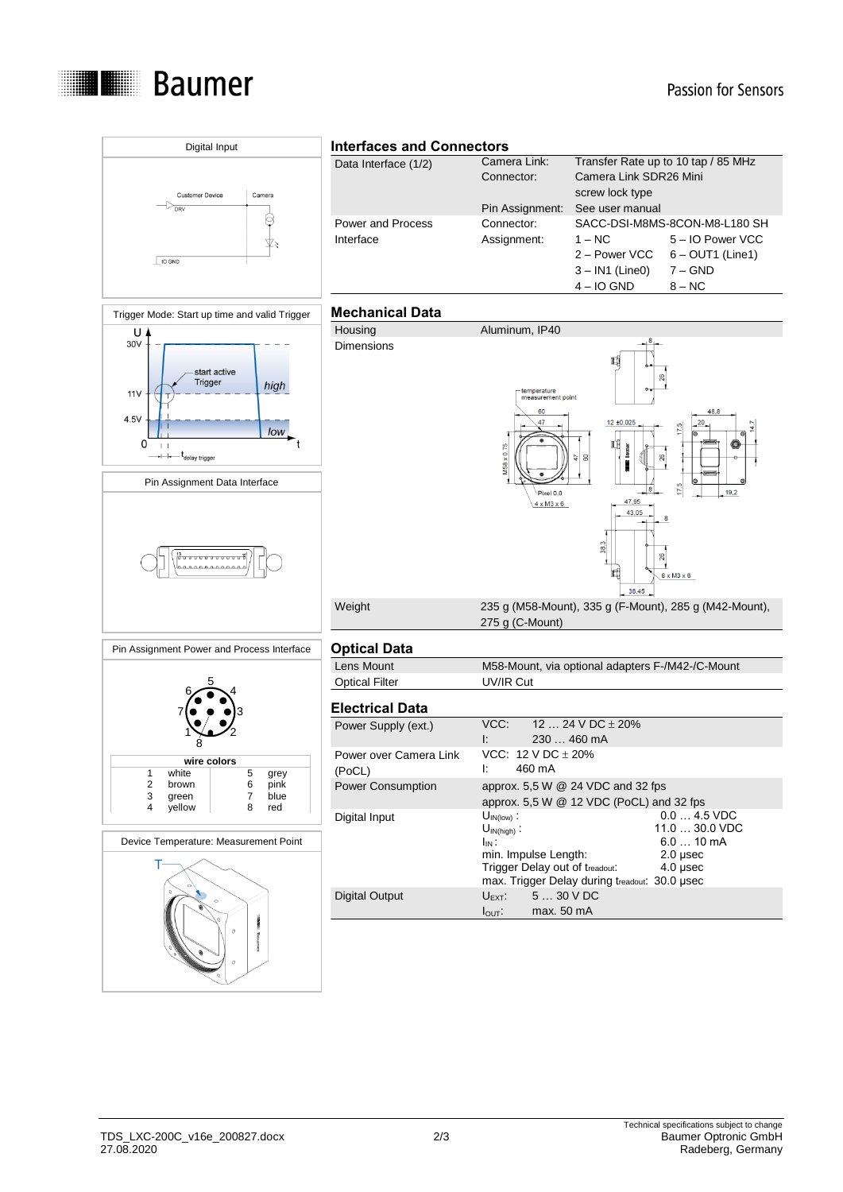## Interfaces and Connectors

| | | | |
|---|---|---|---|
| Data Interface (1/2) | Camera Link: | Transfer Rate up to 10 tap / 85 MHz | |
| | Connector: | Camera Link SDR26 Mini screw lock type | |
| | Pin Assignment: | See user manual | |
| Power and Process Interface | Connector: | SACC-DSI-M8MS-8CON-M8-L180 SH | |
| | Assignment: | 1 – NC | 5 – IO Power VCC |
| | | 2 – Power VCC | 6 – OUT1 (Line1) |
| | | 3 – IN1 (Line0) | 7 – GND |
| | | 4 – IO GND | 8 – NC |

## Mechanical Data

| | |
|---|---|
| Housing | Aluminum, IP40 |
| Dimensions | |
| Weight | 235 g (M58-Mount), 335 g (F-Mount), 285 g (M42-Mount), 275 g (C-Mount) |

## Optical Data

| | |
|---|---|
| Lens Mount | M58-Mount, via optional adapters F-/M42-/C-Mount |
| Optical Filter | UV/IR Cut |

## Electrical Data

| | | |
|---|---|---|
| Power Supply (ext.) | VCC: | 12 … 24 V DC ± 20% |
| | I: | 230 … 460 mA |
| Power over Camera Link (PoCL) | VCC: | 12 V DC ± 20% |
| | I: | 460 mA |
| Power Consumption | approx. 5,5 W @ 24 VDC and 32 fps | |
| | approx. 5,5 W @ 12 VDC (PoCL) and 32 fps | |
| Digital Input | $U_{IN(low)}$: | 0.0 … 4.5 VDC |
| | $U_{IN(high)}$: | 11.0 … 30.0 VDC |
| | $I_{IN}$: | 6.0 … 10 mA |
| | min. Impulse Length: | 2.0 µsec |
| | Trigger Delay out of $t_{readout}$: | 4.0 µsec |
| | max. Trigger Delay during $t_{readout}$: | 30.0 µsec |
| Digital Output | $U_{EXT}$: | 5 … 30 V DC |
| | $I_{OUT}$: | max. 50 mA |

### Digital Input

Customer Device — Camera

DRV

IO GND

### Trigger Mode: Start up time and valid Trigger

U, 30V, 11V, 4.5V, 0, t

start active Trigger

high

low

$t_{delay\ trigger}$

### Pin Assignment Data Interface

### Pin Assignment Power and Process Interface

| wire colors | | | |
|---|---|---|---|
| 1 white | | 5 | grey |
| 2 brown | | 6 | pink |
| 3 green | | 7 | blue |
| 4 yellow | | 8 | red |

### Device Temperature: Measurement Point

T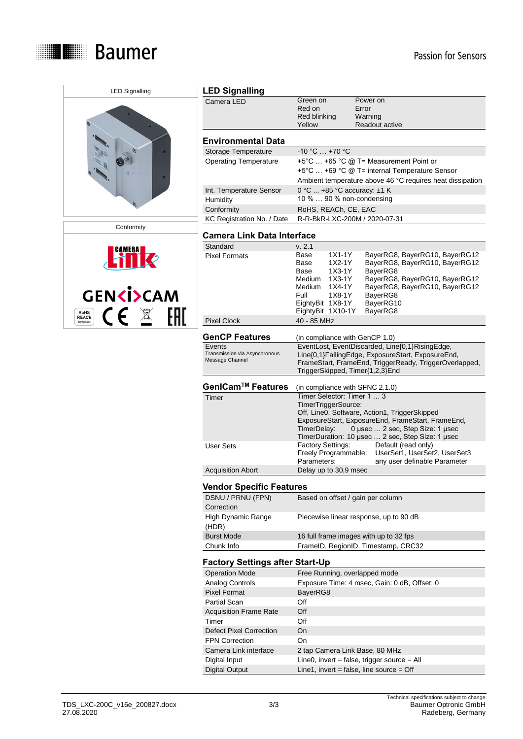LED Signalling

Conformity

## LED Signalling

| | | |
|---|---|---|
| Camera LED | Green on | Power on |
| | Red on | Error |
| | Red blinking | Warning |
| | Yellow | Readout active |

## Environmental Data

| | |
|---|---|
| Storage Temperature | -10 °C … +70 °C |
| Operating Temperature | +5°C … +65 °C @ T= Measurement Point or<br>+5°C … +69 °C @ T= internal Temperature Sensor<br>Ambient temperature above 46 °C requires heat dissipation |
| Int. Temperature Sensor | 0 °C ... +85 °C accuracy: ±1 K |
| Humidity | 10 % … 90 % non-condensing |
| Conformity | RoHS, REACh, CE, EAC |
| KC Registration No. / Date | R-R-BkR-LXC-200M / 2020-07-31 |

## Camera Link Data Interface

| | | | |
|---|---|---|---|
| Standard | v. 2.1 | | |
| Pixel Formats | Base | 1X1-1Y | BayerRG8, BayerRG10, BayerRG12 |
| | Base | 1X2-1Y | BayerRG8, BayerRG10, BayerRG12 |
| | Base | 1X3-1Y | BayerRG8 |
| | Medium | 1X3-1Y | BayerRG8, BayerRG10, BayerRG12 |
| | Medium | 1X4-1Y | BayerRG8, BayerRG10, BayerRG12 |
| | Full | 1X8-1Y | BayerRG8 |
| | EightyBit | 1X8-1Y | BayerRG10 |
| | EightyBit | 1X10-1Y | BayerRG8 |
| Pixel Clock | 40 - 85 MHz | | |

## GenCP Features

(in compliance with GenCP 1.0)

| | |
|---|---|
| Events<br>Transmission via Asynchronous Message Channel | EventLost, EventDiscarded, Line{0,1}RisingEdge, Line{0,1}FallingEdge, ExposureStart, ExposureEnd, FrameStart, FrameEnd, TriggerReady, TriggerOverlapped, TriggerSkipped, Timer{1,2,3}End |

## GenICam™ Features

(in compliance with SFNC 2.1.0)

| | | |
|---|---|---|
| Timer | Timer Selector: Timer 1 … 3 | |
| | TimerTriggerSource: | |
| | Off, Line0, Software, Action1, TriggerSkipped | |
| | ExposureStart, ExposureEnd, FrameStart, FrameEnd, | |
| | TimerDelay: | 0 µsec … 2 sec, Step Size: 1 µsec |
| | TimerDuration: | 10 µsec … 2 sec, Step Size: 1 µsec |
| User Sets | Factory Settings: | Default (read only) |
| | Freely Programmable: | UserSet1, UserSet2, UserSet3 |
| | Parameters: | any user definable Parameter |
| Acquisition Abort | Delay up to 30,9 msec | |

## Vendor Specific Features

| | |
|---|---|
| DSNU / PRNU (FPN) Correction | Based on offset / gain per column |
| High Dynamic Range (HDR) | Piecewise linear response, up to 90 dB |
| Burst Mode | 16 full frame images with up to 32 fps |
| Chunk Info | FrameID, RegionID, Timestamp, CRC32 |

## Factory Settings after Start-Up

| | |
|---|---|
| Operation Mode | Free Running, overlapped mode |
| Analog Controls | Exposure Time: 4 msec, Gain: 0 dB, Offset: 0 |
| Pixel Format | BayerRG8 |
| Partial Scan | Off |
| Acquisition Frame Rate | Off |
| Timer | Off |
| Defect Pixel Correction | On |
| FPN Correction | On |
| Camera Link interface | 2 tap Camera Link Base, 80 MHz |
| Digital Input | Line0, invert = false, trigger source = All |
| Digital Output | Line1, invert = false, line source = Off |

TDS_LXC-200C_v16e_200827.docx
27.08.2020

Technical specifications subject to change
Baumer Optronic GmbH
Radeberg, Germany